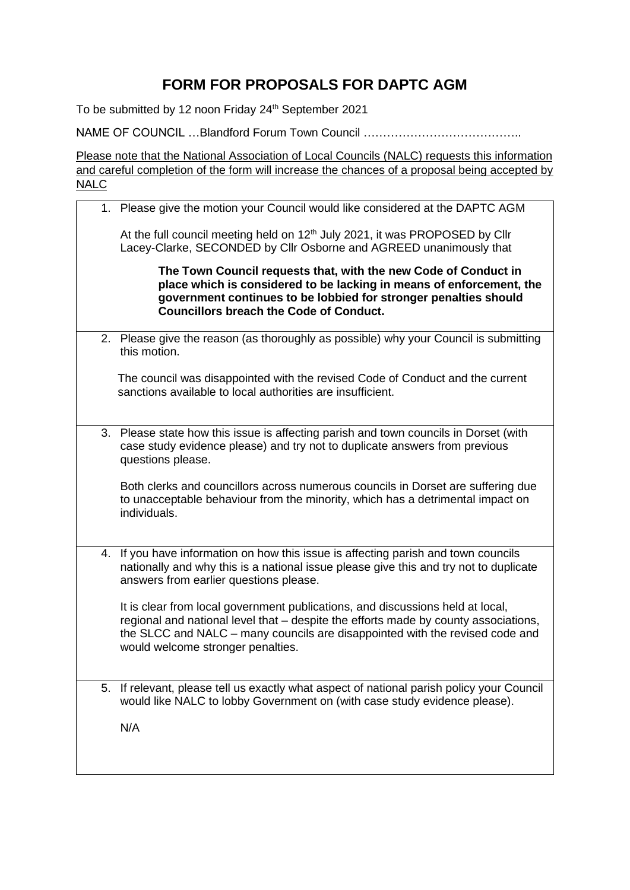# FORM FOR PROPOSALS FOR DAPTC AGM

To be submitted by 12 noon Friday 24th September 2021

NAME OF COUNCIL …Blandford Forum Town Council …………………………………..

<u>Please note that the National Association of Local Councils (NALC) requests this information and careful completion of the form will increase the chances of a proposal being accepted by NALC</u>

1. Please give the motion your Council would like considered at the DAPTC AGM

   At the full council meeting held on 12th July 2021, it was PROPOSED by Cllr Lacey-Clarke, SECONDED by Cllr Osborne and AGREED unanimously that

   > **The Town Council requests that, with the new Code of Conduct in place which is considered to be lacking in means of enforcement, the government continues to be lobbied for stronger penalties should Councillors breach the Code of Conduct.**

2. Please give the reason (as thoroughly as possible) why your Council is submitting this motion.

   The council was disappointed with the revised Code of Conduct and the current sanctions available to local authorities are insufficient.

3. Please state how this issue is affecting parish and town councils in Dorset (with case study evidence please) and try not to duplicate answers from previous questions please.

   Both clerks and councillors across numerous councils in Dorset are suffering due to unacceptable behaviour from the minority, which has a detrimental impact on individuals.

4. If you have information on how this issue is affecting parish and town councils nationally and why this is a national issue please give this and try not to duplicate answers from earlier questions please.

   It is clear from local government publications, and discussions held at local, regional and national level that – despite the efforts made by county associations, the SLCC and NALC – many councils are disappointed with the revised code and would welcome stronger penalties.

5. If relevant, please tell us exactly what aspect of national parish policy your Council would like NALC to lobby Government on (with case study evidence please).

   N/A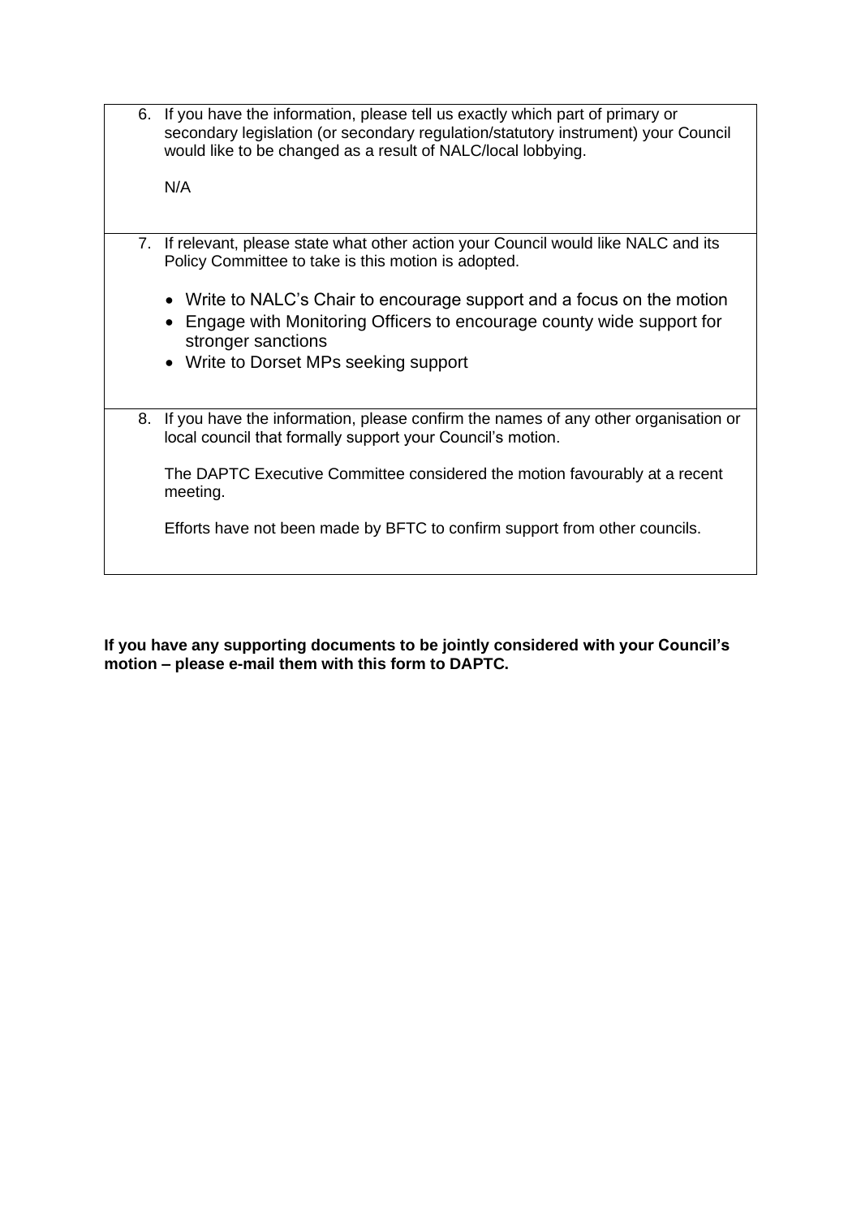6. If you have the information, please tell us exactly which part of primary or secondary legislation (or secondary regulation/statutory instrument) your Council would like to be changed as a result of NALC/local lobbying.

   N/A

7. If relevant, please state what other action your Council would like NALC and its Policy Committee to take is this motion is adopted.

   - Write to NALC's Chair to encourage support and a focus on the motion
   - Engage with Monitoring Officers to encourage county wide support for stronger sanctions
   - Write to Dorset MPs seeking support

8. If you have the information, please confirm the names of any other organisation or local council that formally support your Council's motion.

   The DAPTC Executive Committee considered the motion favourably at a recent meeting.

   Efforts have not been made by BFTC to confirm support from other councils.

**If you have any supporting documents to be jointly considered with your Council's motion – please e-mail them with this form to DAPTC.**